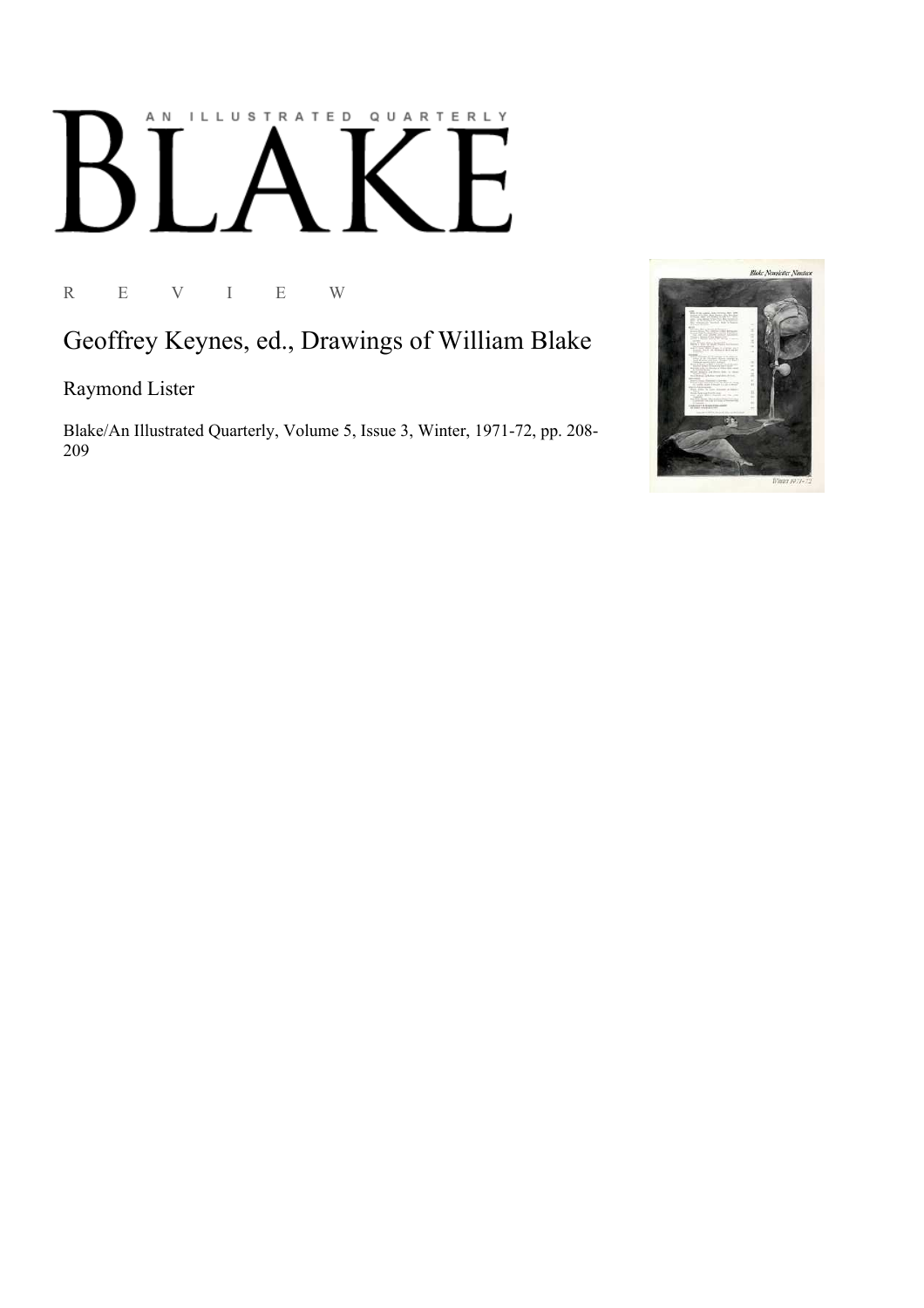A N I L L U S T R A T E D Q U A R T E R L Y

# BLAKE

R E V I E W

## Geoffrey Keynes, ed., Drawings of William Blake

Raymond Lister

Blake/An Illustrated Quarterly, Volume 5, Issue 3, Winter, 1971-72, pp. 208-209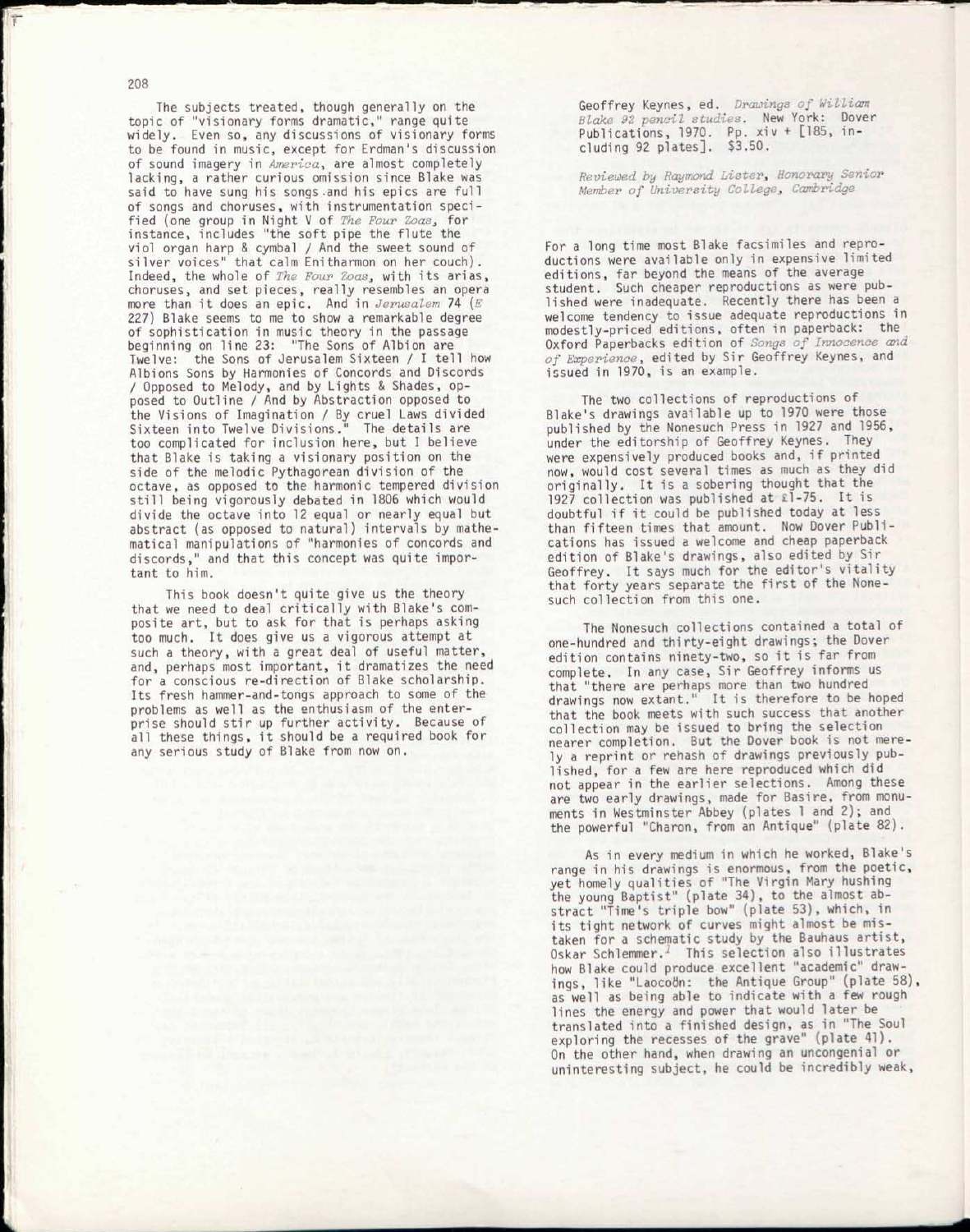The subjects treated, though generally on the topic of "visionary forms dramatic," range quite widely. Even so, any discussions of visionary forms to be found in music, except for Erdman's discussion of sound imagery in *America*, are almost completely lacking, a rather curious omission since Blake was said to have sung his songs and his epics are full of songs and choruses, with instrumentation specified (one group in Night V of *The Four Zoas*, for instance, includes "the soft pipe the flute the viol organ harp & cymbal / And the sweet sound of silver voices" that calm Enitharmon on her couch). Indeed, the whole of *The Four Zoas*, with its arias, choruses, and set pieces, really resembles an opera more than it does an epic. And in *Jerusalem* 74 (*E* 227) Blake seems to me to show a remarkable degree of sophistication in music theory in the passage beginning on line 23: "The Sons of Albion are Twelve: the Sons of Jerusalem Sixteen / I tell how Albions Sons by Harmonies of Concords and Discords / Opposed to Melody, and by Lights & Shades, opposed to Outline / And by Abstraction opposed to the Visions of Imagination / By cruel Laws divided Sixteen into Twelve Divisions." The details are too complicated for inclusion here, but I believe that Blake is taking a visionary position on the side of the melodic Pythagorean division of the octave, as opposed to the harmonic tempered division still being vigorously debated in 1806 which would divide the octave into 12 equal or nearly equal but abstract (as opposed to natural) intervals by mathematical manipulations of "harmonies of concords and discords," and that this concept was quite important to him.

This book doesn't quite give us the theory that we need to deal critically with Blake's composite art, but to ask for that is perhaps asking too much. It does give us a vigorous attempt at such a theory, with a great deal of useful matter, and, perhaps most important, it dramatizes the need for a conscious re-direction of Blake scholarship. Its fresh hammer-and-tongs approach to some of the problems as well as the enthusiasm of the enterprise should stir up further activity. Because of all these things, it should be a required book for any serious study of Blake from now on.

Geoffrey Keynes, ed. *Drawings of William Blake 92 pencil studies*. New York: Dover Publications, 1970. Pp. xiv + [185, including 92 plates]. $3.50.

*Reviewed by Raymond Lister, Honorary Senior Member of University College, Cambridge*

For a long time most Blake facsimiles and reproductions were available only in expensive limited editions, far beyond the means of the average student. Such cheaper reproductions as were published were inadequate. Recently there has been a welcome tendency to issue adequate reproductions in modestly-priced editions, often in paperback: the Oxford Paperbacks edition of *Songs of Innocence and of Experience*, edited by Sir Geoffrey Keynes, and issued in 1970, is an example.

The two collections of reproductions of Blake's drawings available up to 1970 were those published by the Nonesuch Press in 1927 and 1956, under the editorship of Geoffrey Keynes. They were expensively produced books and, if printed now, would cost several times as much as they did originally. It is a sobering thought that the 1927 collection was published at £1-75. It is doubtful if it could be published today at less than fifteen times that amount. Now Dover Publications has issued a welcome and cheap paperback edition of Blake's drawings, also edited by Sir Geoffrey. It says much for the editor's vitality that forty years separate the first of the Nonesuch collection from this one.

The Nonesuch collections contained a total of one-hundred and thirty-eight drawings; the Dover edition contains ninety-two, so it is far from complete. In any case, Sir Geoffrey informs us that "there are perhaps more than two hundred drawings now extant." It is therefore to be hoped that the book meets with such success that another collection may be issued to bring the selection nearer completion. But the Dover book is not merely a reprint or rehash of drawings previously published, for a few are here reproduced which did not appear in the earlier selections. Among these are two early drawings, made for Basire, from monuments in Westminster Abbey (plates 1 and 2); and the powerful "Charon, from an Antique" (plate 82).

As in every medium in which he worked, Blake's range in his drawings is enormous, from the poetic, yet homely qualities of "The Virgin Mary hushing the young Baptist" (plate 34), to the almost abstract "Time's triple bow" (plate 53), which, in its tight network of curves might almost be mistaken for a schematic study by the Bauhaus artist, Oskar Schlemmer.[1] This selection also illustrates how Blake could produce excellent "academic" drawings, like "Laocoön: the Antique Group" (plate 58), as well as being able to indicate with a few rough lines the energy and power that would later be translated into a finished design, as in "The Soul exploring the recesses of the grave" (plate 41). On the other hand, when drawing an uncongenial or uninteresting subject, he could be incredibly weak,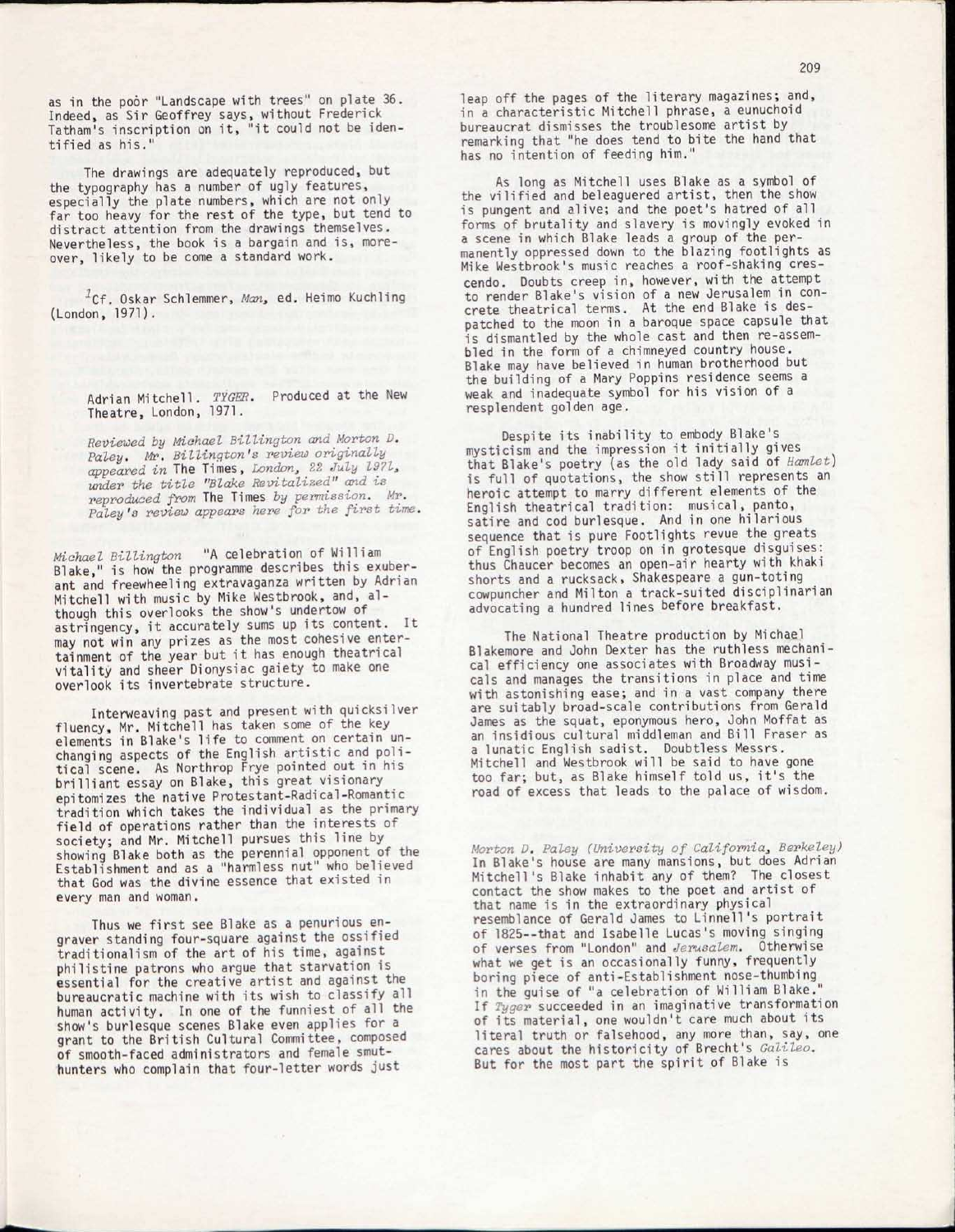as in the poor "Landscape with trees" on plate 36. Indeed, as Sir Geoffrey says, without Frederick Tatham's inscription on it, "it could not be identified as his."

The drawings are adequately reproduced, but the typography has a number of ugly features, especially the plate numbers, which are not only far too heavy for the rest of the type, but tend to distract attention from the drawings themselves. Nevertheless, the book is a bargain and is, moreover, likely to be come a standard work.

[1]Cf. Oskar Schlemmer, *Man*, ed. Heimo Kuchling (London, 1971).

Adrian Mitchell. *TYGER*. Produced at the New Theatre, London, 1971.

*Reviewed by Michael Billington and Morton D. Paley. Mr. Billington's review originally appeared in* The Times, *London, 22 July 1971, under the title "Blake Revitalized" and is reproduced from* The Times *by permission. Mr. Paley's review appears here for the first time.*

*Michael Billington* "A celebration of William Blake," is how the programme describes this exuberant and freewheeling extravaganza written by Adrian Mitchell with music by Mike Westbrook, and, although this overlooks the show's undertow of astringency, it accurately sums up its content. It may not win any prizes as the most cohesive entertainment of the year but it has enough theatrical vitality and sheer Dionysiac gaiety to make one overlook its invertebrate structure.

Interweaving past and present with quicksilver fluency, Mr. Mitchell has taken some of the key elements in Blake's life to comment on certain unchanging aspects of the English artistic and political scene. As Northrop Frye pointed out in his brilliant essay on Blake, this great visionary epitomizes the native Protestant-Radical-Romantic tradition which takes the individual as the primary field of operations rather than the interests of society; and Mr. Mitchell pursues this line by showing Blake both as the perennial opponent of the Establishment and as a "harmless nut" who believed that God was the divine essence that existed in every man and woman.

Thus we first see Blake as a penurious engraver standing four-square against the ossified traditionalism of the art of his time, against philistine patrons who argue that starvation is essential for the creative artist and against the bureaucratic machine with its wish to classify all human activity. In one of the funniest of all the show's burlesque scenes Blake even applies for a grant to the British Cultural Committee, composed of smooth-faced administrators and female smut-hunters who complain that four-letter words just leap off the pages of the literary magazines; and, in a characteristic Mitchell phrase, a eunuchoid bureaucrat dismisses the troublesome artist by remarking that "he does tend to bite the hand that has no intention of feeding him."

As long as Mitchell uses Blake as a symbol of the vilified and beleaguered artist, then the show is pungent and alive; and the poet's hatred of all forms of brutality and slavery is movingly evoked in a scene in which Blake leads a group of the permanently oppressed down to the blazing footlights as Mike Westbrook's music reaches a roof-shaking crescendo. Doubts creep in, however, with the attempt to render Blake's vision of a new Jerusalem in concrete theatrical terms. At the end Blake is despatched to the moon in a baroque space capsule that is dismantled by the whole cast and then re-assembled in the form of a chimneyed country house. Blake may have believed in human brotherhood but the building of a Mary Poppins residence seems a weak and inadequate symbol for his vision of a resplendent golden age.

Despite its inability to embody Blake's mysticism and the impression it initially gives that Blake's poetry (as the old lady said of *Hamlet*) is full of quotations, the show still represents an heroic attempt to marry different elements of the English theatrical tradition: musical, panto, satire and cod burlesque. And in one hilarious sequence that is pure Footlights revue the greats of English poetry troop on in grotesque disguises: thus Chaucer becomes an open-air hearty with khaki shorts and a rucksack, Shakespeare a gun-toting cowpuncher and Milton a track-suited disciplinarian advocating a hundred lines before breakfast.

The National Theatre production by Michael Blakemore and John Dexter has the ruthless mechanical efficiency one associates with Broadway musicals and manages the transitions in place and time with astonishing ease; and in a vast company there are suitably broad-scale contributions from Gerald James as the squat, eponymous hero, John Moffat as an insidious cultural middleman and Bill Fraser as a lunatic English sadist. Doubtless Messrs. Mitchell and Westbrook will be said to have gone too far; but, as Blake himself told us, it's the road of excess that leads to the palace of wisdom.

*Morton D. Paley (University of California, Berkeley)* In Blake's house are many mansions, but does Adrian Mitchell's Blake inhabit any of them? The closest contact the show makes to the poet and artist of that name is in the extraordinary physical resemblance of Gerald James to Linnell's portrait of 1825--that and Isabelle Lucas's moving singing of verses from "London" and *Jerusalem*. Otherwise what we get is an occasionally funny, frequently boring piece of anti-Establishment nose-thumbing in the guise of "a celebration of William Blake." If *Tyger* succeeded in an imaginative transformation of its material, one wouldn't care much about its literal truth or falsehood, any more than, say, one cares about the historicity of Brecht's *Galileo*. But for the most part the spirit of Blake is